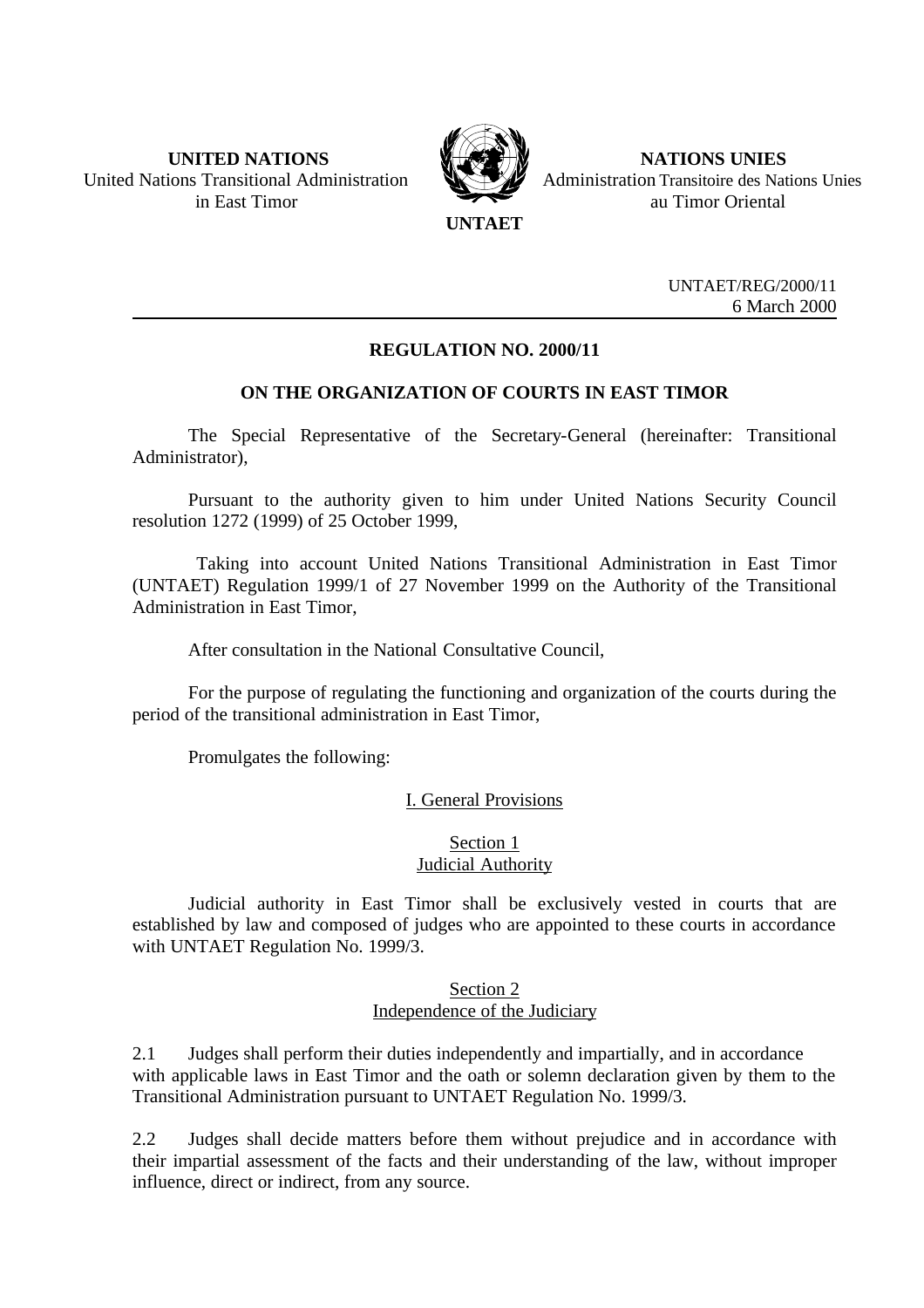**UNITED NATIONS**
United Nations Transitional Administration in East Timor

**NATIONS UNIES**
Administration Transitoire des Nations Unies au Timor Oriental

**UNTAET**

UNTAET/REG/2000/11
6 March 2000

# REGULATION NO. 2000/11

## ON THE ORGANIZATION OF COURTS IN EAST TIMOR

The Special Representative of the Secretary-General (hereinafter: Transitional Administrator),

Pursuant to the authority given to him under United Nations Security Council resolution 1272 (1999) of 25 October 1999,

Taking into account United Nations Transitional Administration in East Timor (UNTAET) Regulation 1999/1 of 27 November 1999 on the Authority of the Transitional Administration in East Timor,

After consultation in the National Consultative Council,

For the purpose of regulating the functioning and organization of the courts during the period of the transitional administration in East Timor,

Promulgates the following:

### I. General Provisions

#### Section 1
#### Judicial Authority

Judicial authority in East Timor shall be exclusively vested in courts that are established by law and composed of judges who are appointed to these courts in accordance with UNTAET Regulation No. 1999/3.

#### Section 2
#### Independence of the Judiciary

2.1 Judges shall perform their duties independently and impartially, and in accordance with applicable laws in East Timor and the oath or solemn declaration given by them to the Transitional Administration pursuant to UNTAET Regulation No. 1999/3.

2.2 Judges shall decide matters before them without prejudice and in accordance with their impartial assessment of the facts and their understanding of the law, without improper influence, direct or indirect, from any source.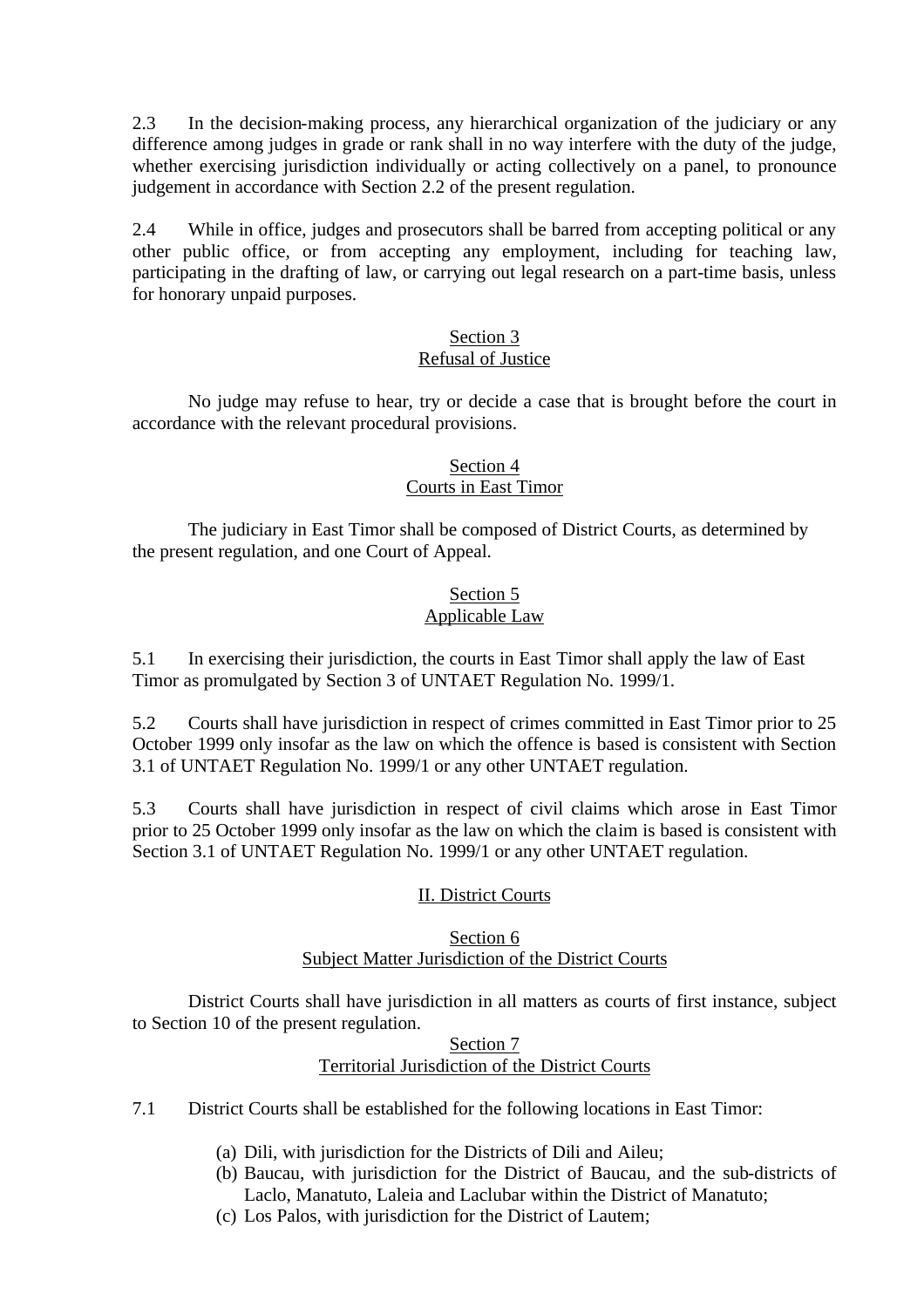2.3 In the decision-making process, any hierarchical organization of the judiciary or any difference among judges in grade or rank shall in no way interfere with the duty of the judge, whether exercising jurisdiction individually or acting collectively on a panel, to pronounce judgement in accordance with Section 2.2 of the present regulation.

2.4 While in office, judges and prosecutors shall be barred from accepting political or any other public office, or from accepting any employment, including for teaching law, participating in the drafting of law, or carrying out legal research on a part-time basis, unless for honorary unpaid purposes.

### Section 3
### Refusal of Justice

No judge may refuse to hear, try or decide a case that is brought before the court in accordance with the relevant procedural provisions.

### Section 4
### Courts in East Timor

The judiciary in East Timor shall be composed of District Courts, as determined by the present regulation, and one Court of Appeal.

### Section 5
### Applicable Law

5.1 In exercising their jurisdiction, the courts in East Timor shall apply the law of East Timor as promulgated by Section 3 of UNTAET Regulation No. 1999/1.

5.2 Courts shall have jurisdiction in respect of crimes committed in East Timor prior to 25 October 1999 only insofar as the law on which the offence is based is consistent with Section 3.1 of UNTAET Regulation No. 1999/1 or any other UNTAET regulation.

5.3 Courts shall have jurisdiction in respect of civil claims which arose in East Timor prior to 25 October 1999 only insofar as the law on which the claim is based is consistent with Section 3.1 of UNTAET Regulation No. 1999/1 or any other UNTAET regulation.

## II. District Courts

### Section 6
### Subject Matter Jurisdiction of the District Courts

District Courts shall have jurisdiction in all matters as courts of first instance, subject to Section 10 of the present regulation.

### Section 7
### Territorial Jurisdiction of the District Courts

7.1 District Courts shall be established for the following locations in East Timor:

(a) Dili, with jurisdiction for the Districts of Dili and Aileu;
(b) Baucau, with jurisdiction for the District of Baucau, and the sub-districts of Laclo, Manatuto, Laleia and Laclubar within the District of Manatuto;
(c) Los Palos, with jurisdiction for the District of Lautem;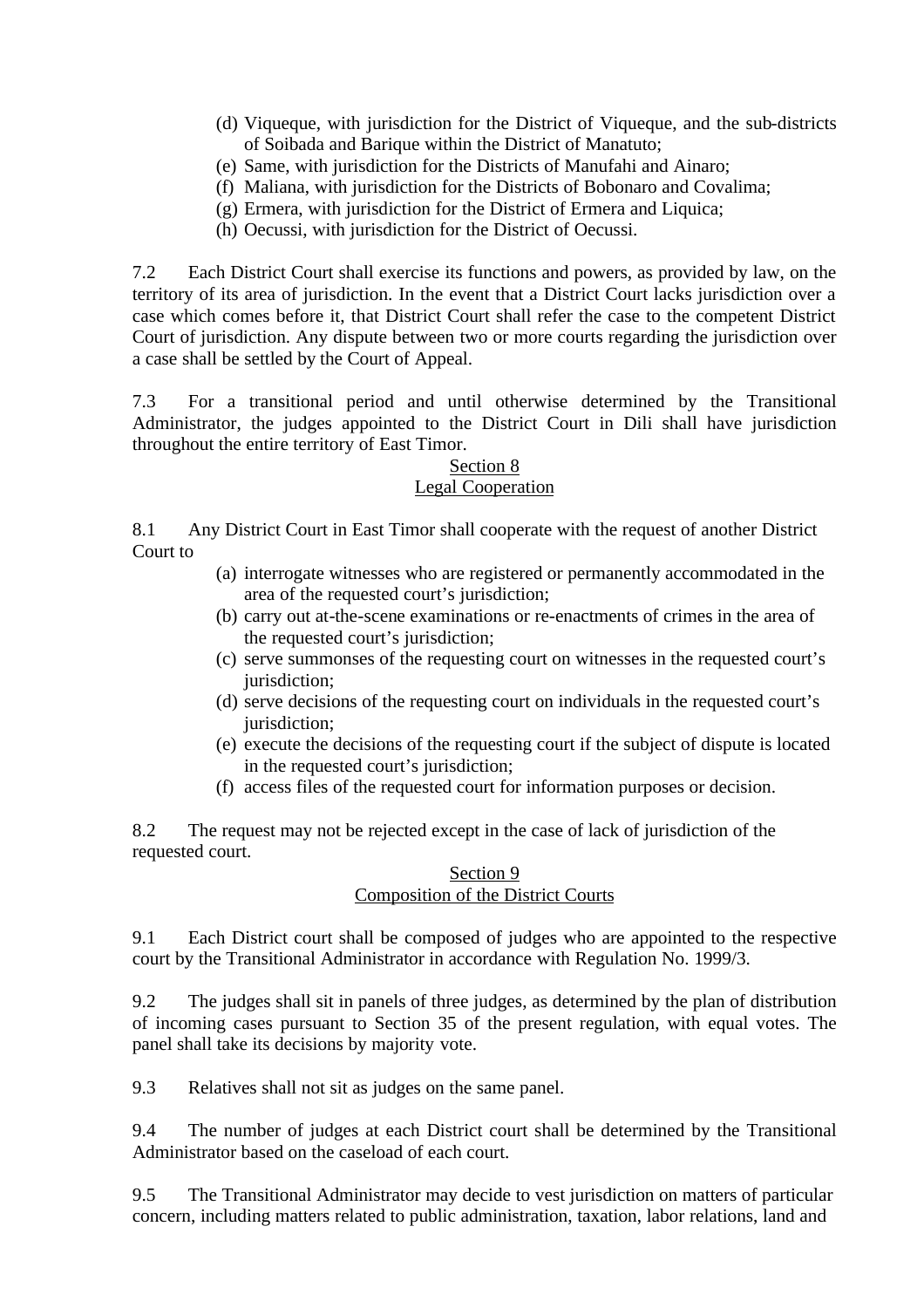(d) Viqueque, with jurisdiction for the District of Viqueque, and the sub-districts of Soibada and Barique within the District of Manatuto;
(e) Same, with jurisdiction for the Districts of Manufahi and Ainaro;
(f) Maliana, with jurisdiction for the Districts of Bobonaro and Covalima;
(g) Ermera, with jurisdiction for the District of Ermera and Liquica;
(h) Oecussi, with jurisdiction for the District of Oecussi.

7.2 Each District Court shall exercise its functions and powers, as provided by law, on the territory of its area of jurisdiction. In the event that a District Court lacks jurisdiction over a case which comes before it, that District Court shall refer the case to the competent District Court of jurisdiction. Any dispute between two or more courts regarding the jurisdiction over a case shall be settled by the Court of Appeal.

7.3 For a transitional period and until otherwise determined by the Transitional Administrator, the judges appointed to the District Court in Dili shall have jurisdiction throughout the entire territory of East Timor.

## Section 8
## Legal Cooperation

8.1 Any District Court in East Timor shall cooperate with the request of another District Court to

(a) interrogate witnesses who are registered or permanently accommodated in the area of the requested court's jurisdiction;
(b) carry out at-the-scene examinations or re-enactments of crimes in the area of the requested court's jurisdiction;
(c) serve summonses of the requesting court on witnesses in the requested court's jurisdiction;
(d) serve decisions of the requesting court on individuals in the requested court's jurisdiction;
(e) execute the decisions of the requesting court if the subject of dispute is located in the requested court's jurisdiction;
(f) access files of the requested court for information purposes or decision.

8.2 The request may not be rejected except in the case of lack of jurisdiction of the requested court.

## Section 9
## Composition of the District Courts

9.1 Each District court shall be composed of judges who are appointed to the respective court by the Transitional Administrator in accordance with Regulation No. 1999/3.

9.2 The judges shall sit in panels of three judges, as determined by the plan of distribution of incoming cases pursuant to Section 35 of the present regulation, with equal votes. The panel shall take its decisions by majority vote.

9.3 Relatives shall not sit as judges on the same panel.

9.4 The number of judges at each District court shall be determined by the Transitional Administrator based on the caseload of each court.

9.5 The Transitional Administrator may decide to vest jurisdiction on matters of particular concern, including matters related to public administration, taxation, labor relations, land and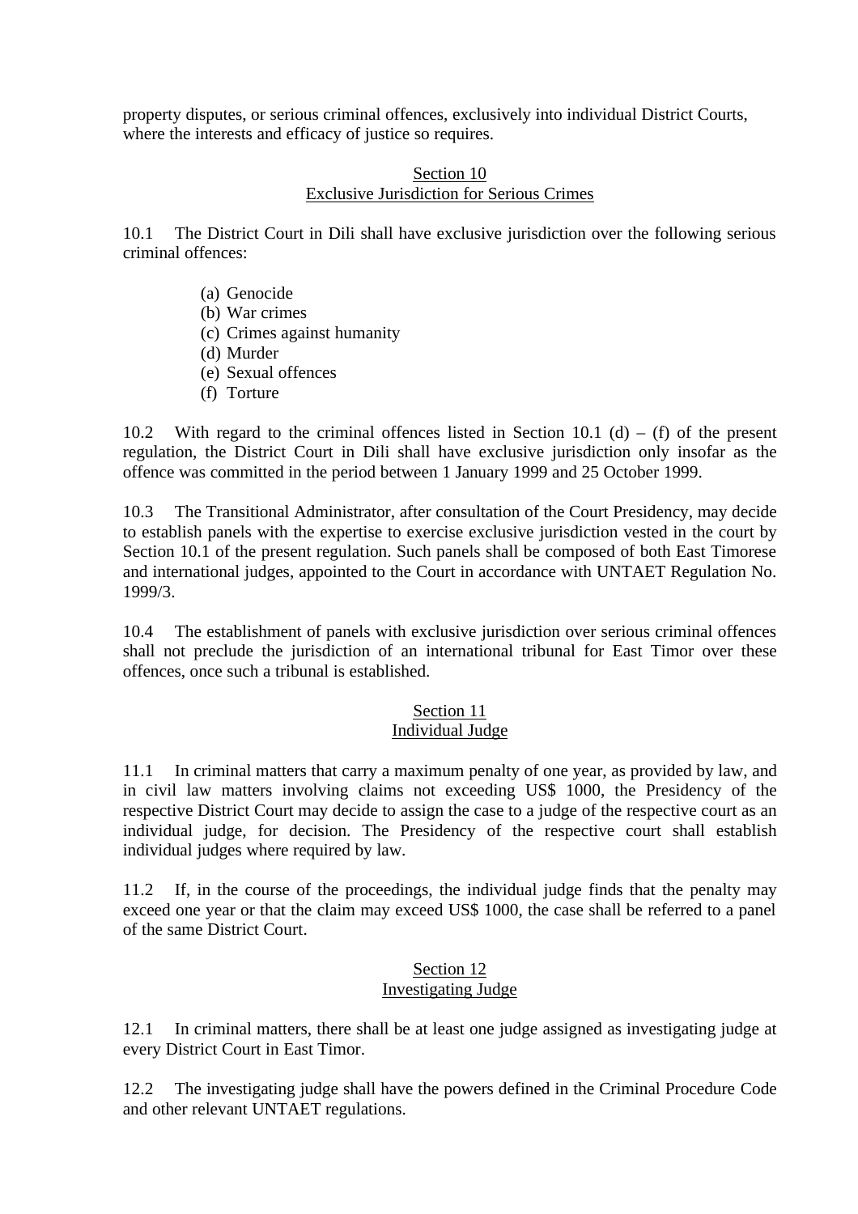property disputes, or serious criminal offences, exclusively into individual District Courts, where the interests and efficacy of justice so requires.

## Section 10
## Exclusive Jurisdiction for Serious Crimes

10.1 The District Court in Dili shall have exclusive jurisdiction over the following serious criminal offences:

(a) Genocide
(b) War crimes
(c) Crimes against humanity
(d) Murder
(e) Sexual offences
(f) Torture

10.2 With regard to the criminal offences listed in Section 10.1 (d) – (f) of the present regulation, the District Court in Dili shall have exclusive jurisdiction only insofar as the offence was committed in the period between 1 January 1999 and 25 October 1999.

10.3 The Transitional Administrator, after consultation of the Court Presidency, may decide to establish panels with the expertise to exercise exclusive jurisdiction vested in the court by Section 10.1 of the present regulation. Such panels shall be composed of both East Timorese and international judges, appointed to the Court in accordance with UNTAET Regulation No. 1999/3.

10.4 The establishment of panels with exclusive jurisdiction over serious criminal offences shall not preclude the jurisdiction of an international tribunal for East Timor over these offences, once such a tribunal is established.

## Section 11
## Individual Judge

11.1 In criminal matters that carry a maximum penalty of one year, as provided by law, and in civil law matters involving claims not exceeding US$ 1000, the Presidency of the respective District Court may decide to assign the case to a judge of the respective court as an individual judge, for decision. The Presidency of the respective court shall establish individual judges where required by law.

11.2 If, in the course of the proceedings, the individual judge finds that the penalty may exceed one year or that the claim may exceed US$ 1000, the case shall be referred to a panel of the same District Court.

## Section 12
## Investigating Judge

12.1 In criminal matters, there shall be at least one judge assigned as investigating judge at every District Court in East Timor.

12.2 The investigating judge shall have the powers defined in the Criminal Procedure Code and other relevant UNTAET regulations.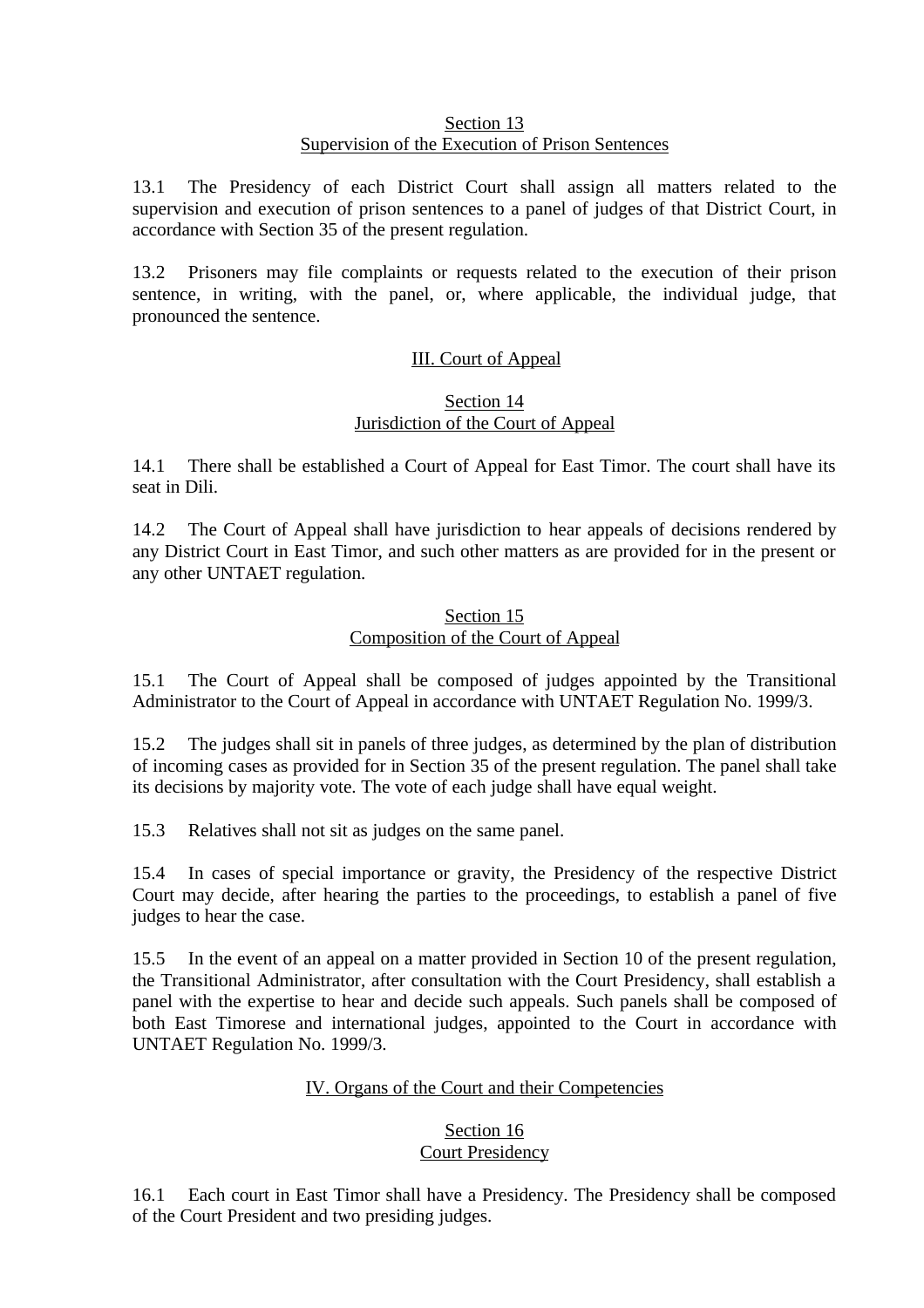## Section 13
## Supervision of the Execution of Prison Sentences

13.1 The Presidency of each District Court shall assign all matters related to the supervision and execution of prison sentences to a panel of judges of that District Court, in accordance with Section 35 of the present regulation.

13.2 Prisoners may file complaints or requests related to the execution of their prison sentence, in writing, with the panel, or, where applicable, the individual judge, that pronounced the sentence.

# III. Court of Appeal

## Section 14
## Jurisdiction of the Court of Appeal

14.1 There shall be established a Court of Appeal for East Timor. The court shall have its seat in Dili.

14.2 The Court of Appeal shall have jurisdiction to hear appeals of decisions rendered by any District Court in East Timor, and such other matters as are provided for in the present or any other UNTAET regulation.

## Section 15
## Composition of the Court of Appeal

15.1 The Court of Appeal shall be composed of judges appointed by the Transitional Administrator to the Court of Appeal in accordance with UNTAET Regulation No. 1999/3.

15.2 The judges shall sit in panels of three judges, as determined by the plan of distribution of incoming cases as provided for in Section 35 of the present regulation. The panel shall take its decisions by majority vote. The vote of each judge shall have equal weight.

15.3 Relatives shall not sit as judges on the same panel.

15.4 In cases of special importance or gravity, the Presidency of the respective District Court may decide, after hearing the parties to the proceedings, to establish a panel of five judges to hear the case.

15.5 In the event of an appeal on a matter provided in Section 10 of the present regulation, the Transitional Administrator, after consultation with the Court Presidency, shall establish a panel with the expertise to hear and decide such appeals. Such panels shall be composed of both East Timorese and international judges, appointed to the Court in accordance with UNTAET Regulation No. 1999/3.

# IV. Organs of the Court and their Competencies

## Section 16
## Court Presidency

16.1 Each court in East Timor shall have a Presidency. The Presidency shall be composed of the Court President and two presiding judges.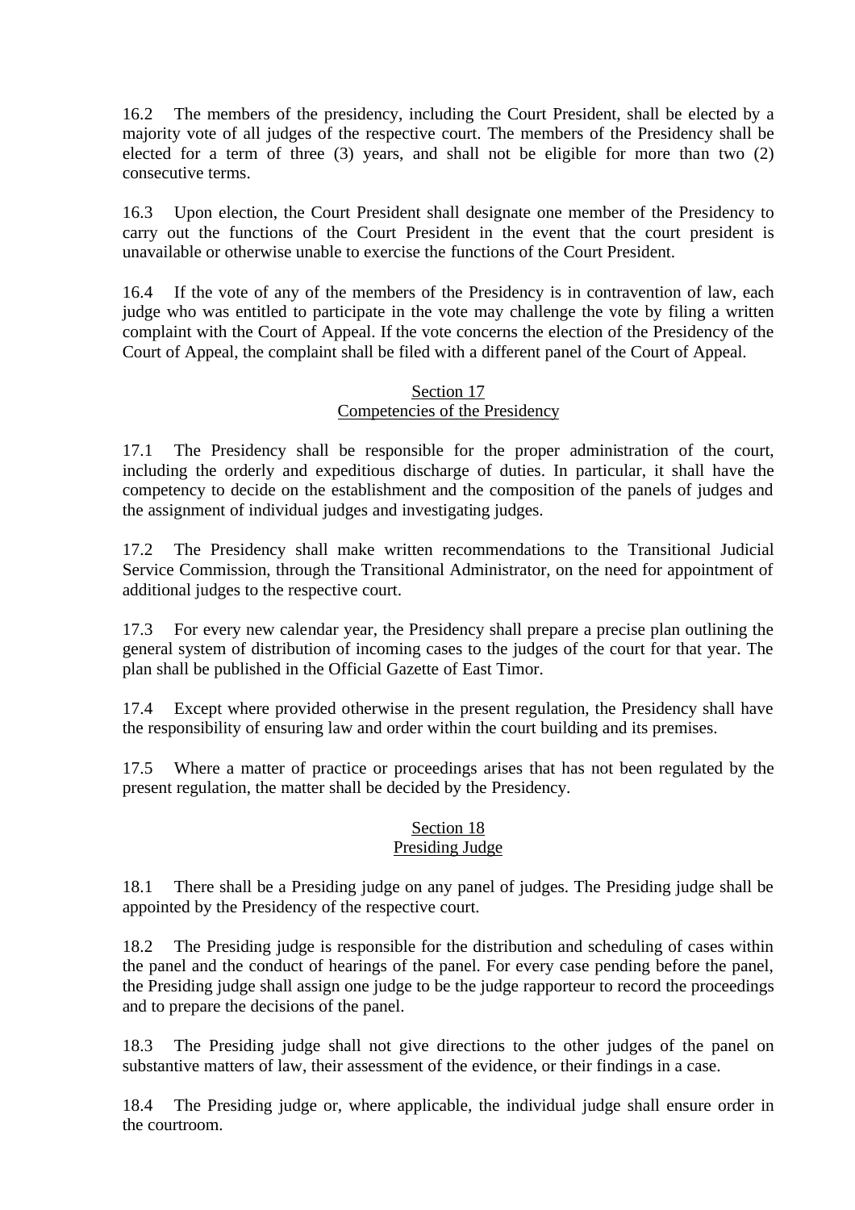16.2 The members of the presidency, including the Court President, shall be elected by a majority vote of all judges of the respective court. The members of the Presidency shall be elected for a term of three (3) years, and shall not be eligible for more than two (2) consecutive terms.

16.3 Upon election, the Court President shall designate one member of the Presidency to carry out the functions of the Court President in the event that the court president is unavailable or otherwise unable to exercise the functions of the Court President.

16.4 If the vote of any of the members of the Presidency is in contravention of law, each judge who was entitled to participate in the vote may challenge the vote by filing a written complaint with the Court of Appeal. If the vote concerns the election of the Presidency of the Court of Appeal, the complaint shall be filed with a different panel of the Court of Appeal.

## Section 17
## Competencies of the Presidency

17.1 The Presidency shall be responsible for the proper administration of the court, including the orderly and expeditious discharge of duties. In particular, it shall have the competency to decide on the establishment and the composition of the panels of judges and the assignment of individual judges and investigating judges.

17.2 The Presidency shall make written recommendations to the Transitional Judicial Service Commission, through the Transitional Administrator, on the need for appointment of additional judges to the respective court.

17.3 For every new calendar year, the Presidency shall prepare a precise plan outlining the general system of distribution of incoming cases to the judges of the court for that year. The plan shall be published in the Official Gazette of East Timor.

17.4 Except where provided otherwise in the present regulation, the Presidency shall have the responsibility of ensuring law and order within the court building and its premises.

17.5 Where a matter of practice or proceedings arises that has not been regulated by the present regulation, the matter shall be decided by the Presidency.

## Section 18
## Presiding Judge

18.1 There shall be a Presiding judge on any panel of judges. The Presiding judge shall be appointed by the Presidency of the respective court.

18.2 The Presiding judge is responsible for the distribution and scheduling of cases within the panel and the conduct of hearings of the panel. For every case pending before the panel, the Presiding judge shall assign one judge to be the judge rapporteur to record the proceedings and to prepare the decisions of the panel.

18.3 The Presiding judge shall not give directions to the other judges of the panel on substantive matters of law, their assessment of the evidence, or their findings in a case.

18.4 The Presiding judge or, where applicable, the individual judge shall ensure order in the courtroom.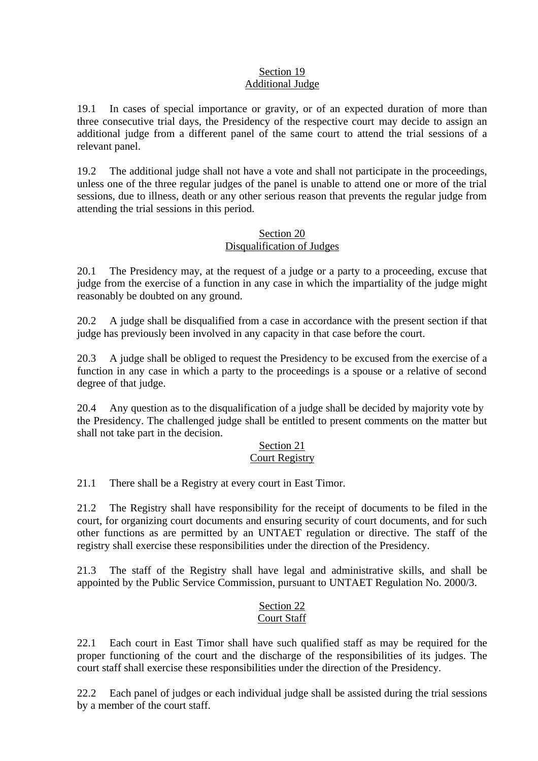## Section 19
## Additional Judge

19.1 In cases of special importance or gravity, or of an expected duration of more than three consecutive trial days, the Presidency of the respective court may decide to assign an additional judge from a different panel of the same court to attend the trial sessions of a relevant panel.

19.2 The additional judge shall not have a vote and shall not participate in the proceedings, unless one of the three regular judges of the panel is unable to attend one or more of the trial sessions, due to illness, death or any other serious reason that prevents the regular judge from attending the trial sessions in this period.

## Section 20
## Disqualification of Judges

20.1 The Presidency may, at the request of a judge or a party to a proceeding, excuse that judge from the exercise of a function in any case in which the impartiality of the judge might reasonably be doubted on any ground.

20.2 A judge shall be disqualified from a case in accordance with the present section if that judge has previously been involved in any capacity in that case before the court.

20.3 A judge shall be obliged to request the Presidency to be excused from the exercise of a function in any case in which a party to the proceedings is a spouse or a relative of second degree of that judge.

20.4 Any question as to the disqualification of a judge shall be decided by majority vote by the Presidency. The challenged judge shall be entitled to present comments on the matter but shall not take part in the decision.

## Section 21
## Court Registry

21.1 There shall be a Registry at every court in East Timor.

21.2 The Registry shall have responsibility for the receipt of documents to be filed in the court, for organizing court documents and ensuring security of court documents, and for such other functions as are permitted by an UNTAET regulation or directive. The staff of the registry shall exercise these responsibilities under the direction of the Presidency.

21.3 The staff of the Registry shall have legal and administrative skills, and shall be appointed by the Public Service Commission, pursuant to UNTAET Regulation No. 2000/3.

## Section 22
## Court Staff

22.1 Each court in East Timor shall have such qualified staff as may be required for the proper functioning of the court and the discharge of the responsibilities of its judges. The court staff shall exercise these responsibilities under the direction of the Presidency.

22.2 Each panel of judges or each individual judge shall be assisted during the trial sessions by a member of the court staff.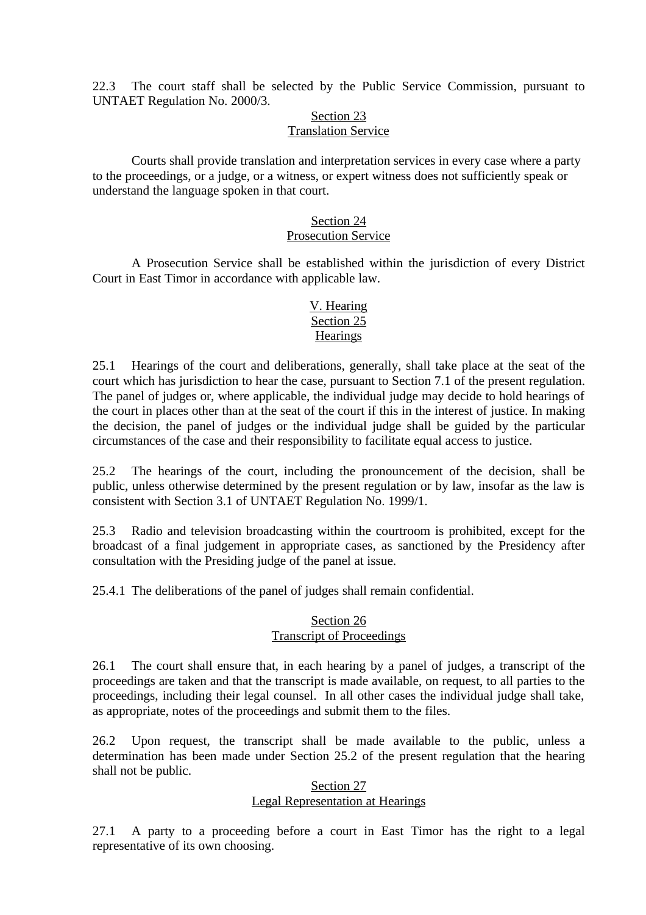22.3 The court staff shall be selected by the Public Service Commission, pursuant to UNTAET Regulation No. 2000/3.

### Section 23
### Translation Service

Courts shall provide translation and interpretation services in every case where a party to the proceedings, or a judge, or a witness, or expert witness does not sufficiently speak or understand the language spoken in that court.

### Section 24
### Prosecution Service

A Prosecution Service shall be established within the jurisdiction of every District Court in East Timor in accordance with applicable law.

## V. Hearing
### Section 25
### Hearings

25.1 Hearings of the court and deliberations, generally, shall take place at the seat of the court which has jurisdiction to hear the case, pursuant to Section 7.1 of the present regulation. The panel of judges or, where applicable, the individual judge may decide to hold hearings of the court in places other than at the seat of the court if this in the interest of justice. In making the decision, the panel of judges or the individual judge shall be guided by the particular circumstances of the case and their responsibility to facilitate equal access to justice.

25.2 The hearings of the court, including the pronouncement of the decision, shall be public, unless otherwise determined by the present regulation or by law, insofar as the law is consistent with Section 3.1 of UNTAET Regulation No. 1999/1.

25.3 Radio and television broadcasting within the courtroom is prohibited, except for the broadcast of a final judgement in appropriate cases, as sanctioned by the Presidency after consultation with the Presiding judge of the panel at issue.

25.4.1 The deliberations of the panel of judges shall remain confidential.

### Section 26
### Transcript of Proceedings

26.1 The court shall ensure that, in each hearing by a panel of judges, a transcript of the proceedings are taken and that the transcript is made available, on request, to all parties to the proceedings, including their legal counsel. In all other cases the individual judge shall take, as appropriate, notes of the proceedings and submit them to the files.

26.2 Upon request, the transcript shall be made available to the public, unless a determination has been made under Section 25.2 of the present regulation that the hearing shall not be public.

### Section 27
### Legal Representation at Hearings

27.1 A party to a proceeding before a court in East Timor has the right to a legal representative of its own choosing.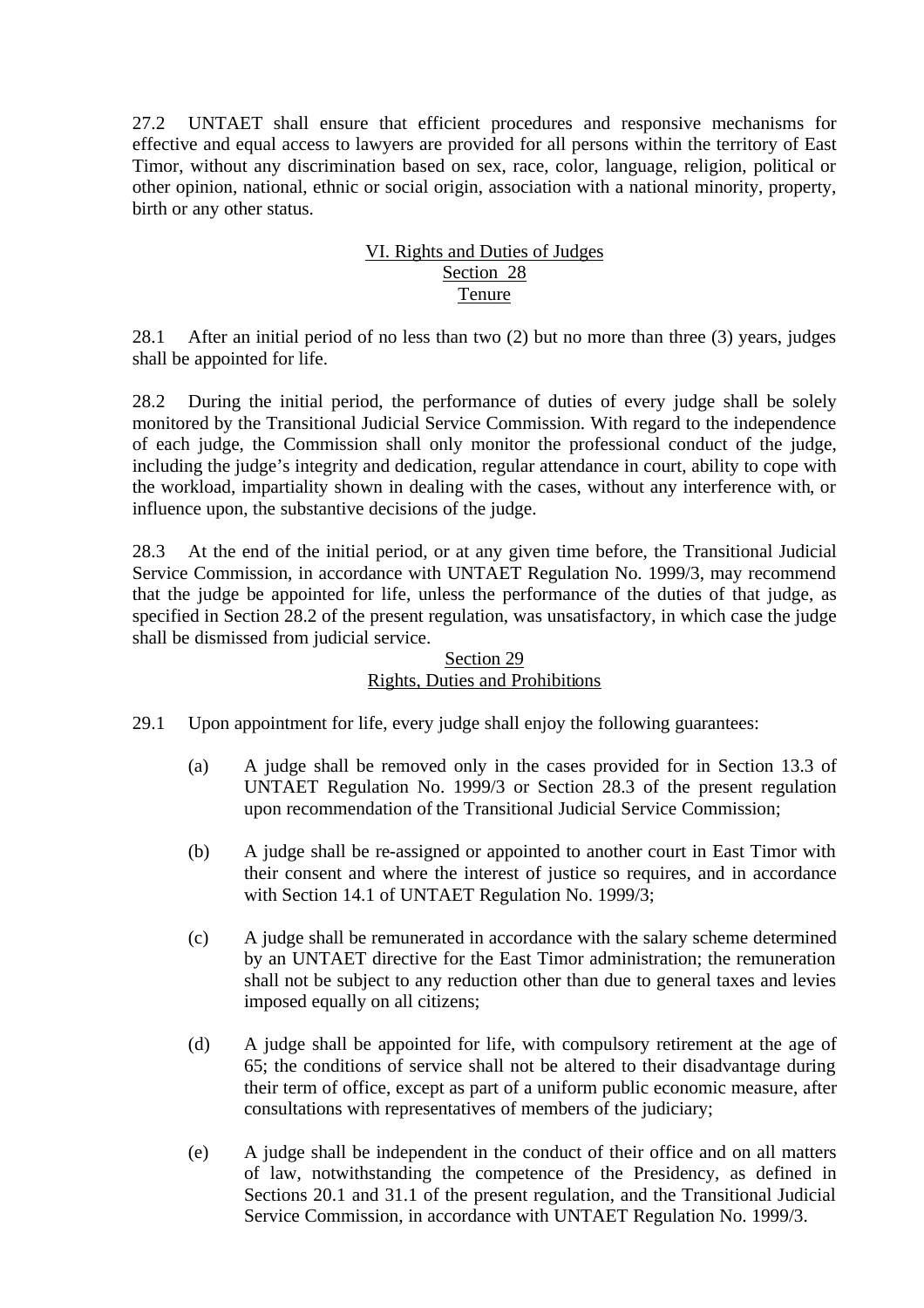27.2 UNTAET shall ensure that efficient procedures and responsive mechanisms for effective and equal access to lawyers are provided for all persons within the territory of East Timor, without any discrimination based on sex, race, color, language, religion, political or other opinion, national, ethnic or social origin, association with a national minority, property, birth or any other status.

## VI. Rights and Duties of Judges

### Section 28
### Tenure

28.1 After an initial period of no less than two (2) but no more than three (3) years, judges shall be appointed for life.

28.2 During the initial period, the performance of duties of every judge shall be solely monitored by the Transitional Judicial Service Commission. With regard to the independence of each judge, the Commission shall only monitor the professional conduct of the judge, including the judge's integrity and dedication, regular attendance in court, ability to cope with the workload, impartiality shown in dealing with the cases, without any interference with, or influence upon, the substantive decisions of the judge.

28.3 At the end of the initial period, or at any given time before, the Transitional Judicial Service Commission, in accordance with UNTAET Regulation No. 1999/3, may recommend that the judge be appointed for life, unless the performance of the duties of that judge, as specified in Section 28.2 of the present regulation, was unsatisfactory, in which case the judge shall be dismissed from judicial service.

### Section 29
### Rights, Duties and Prohibitions

29.1 Upon appointment for life, every judge shall enjoy the following guarantees:

(a) A judge shall be removed only in the cases provided for in Section 13.3 of UNTAET Regulation No. 1999/3 or Section 28.3 of the present regulation upon recommendation of the Transitional Judicial Service Commission;

(b) A judge shall be re-assigned or appointed to another court in East Timor with their consent and where the interest of justice so requires, and in accordance with Section 14.1 of UNTAET Regulation No. 1999/3;

(c) A judge shall be remunerated in accordance with the salary scheme determined by an UNTAET directive for the East Timor administration; the remuneration shall not be subject to any reduction other than due to general taxes and levies imposed equally on all citizens;

(d) A judge shall be appointed for life, with compulsory retirement at the age of 65; the conditions of service shall not be altered to their disadvantage during their term of office, except as part of a uniform public economic measure, after consultations with representatives of members of the judiciary;

(e) A judge shall be independent in the conduct of their office and on all matters of law, notwithstanding the competence of the Presidency, as defined in Sections 20.1 and 31.1 of the present regulation, and the Transitional Judicial Service Commission, in accordance with UNTAET Regulation No. 1999/3.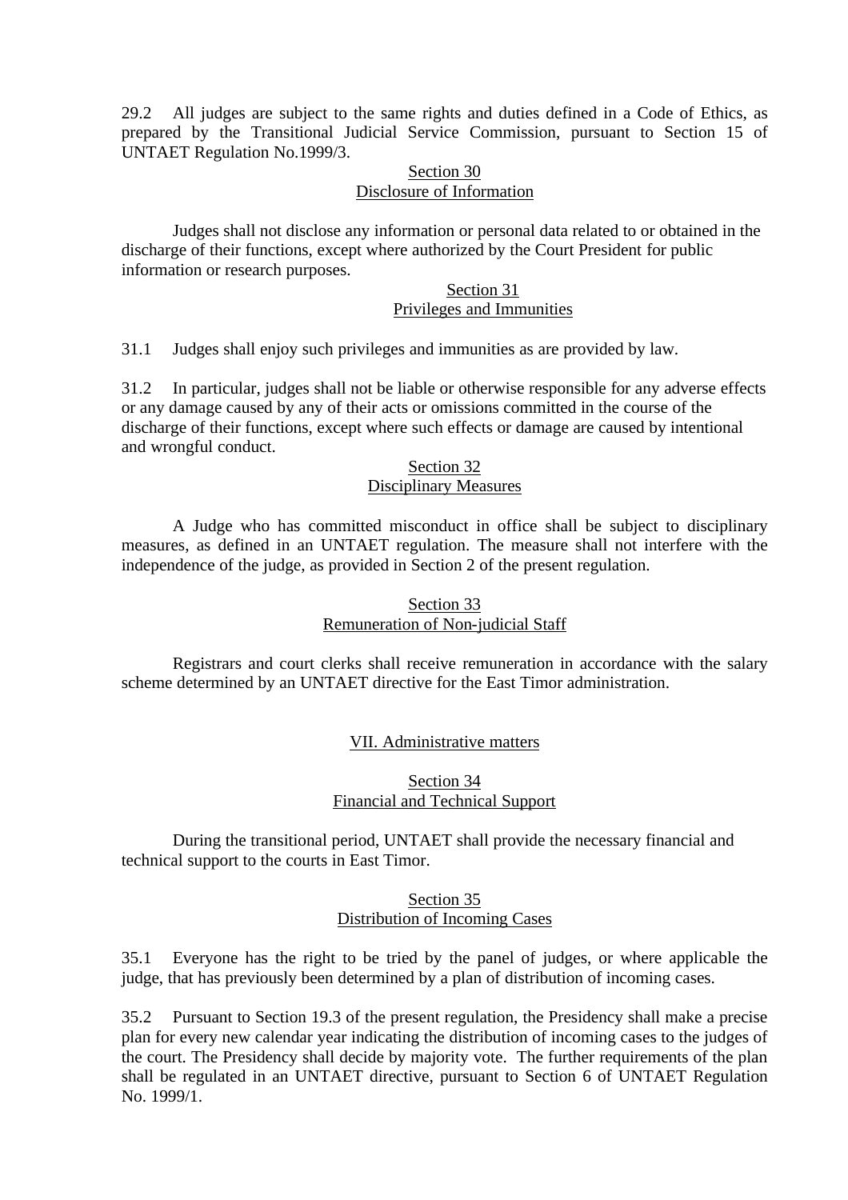29.2 All judges are subject to the same rights and duties defined in a Code of Ethics, as prepared by the Transitional Judicial Service Commission, pursuant to Section 15 of UNTAET Regulation No.1999/3.

### Section 30
### Disclosure of Information

Judges shall not disclose any information or personal data related to or obtained in the discharge of their functions, except where authorized by the Court President for public information or research purposes.

### Section 31
### Privileges and Immunities

31.1 Judges shall enjoy such privileges and immunities as are provided by law.

31.2 In particular, judges shall not be liable or otherwise responsible for any adverse effects or any damage caused by any of their acts or omissions committed in the course of the discharge of their functions, except where such effects or damage are caused by intentional and wrongful conduct.

### Section 32
### Disciplinary Measures

A Judge who has committed misconduct in office shall be subject to disciplinary measures, as defined in an UNTAET regulation. The measure shall not interfere with the independence of the judge, as provided in Section 2 of the present regulation.

### Section 33
### Remuneration of Non-judicial Staff

Registrars and court clerks shall receive remuneration in accordance with the salary scheme determined by an UNTAET directive for the East Timor administration.

## VII. Administrative matters

### Section 34
### Financial and Technical Support

During the transitional period, UNTAET shall provide the necessary financial and technical support to the courts in East Timor.

### Section 35
### Distribution of Incoming Cases

35.1 Everyone has the right to be tried by the panel of judges, or where applicable the judge, that has previously been determined by a plan of distribution of incoming cases.

35.2 Pursuant to Section 19.3 of the present regulation, the Presidency shall make a precise plan for every new calendar year indicating the distribution of incoming cases to the judges of the court. The Presidency shall decide by majority vote. The further requirements of the plan shall be regulated in an UNTAET directive, pursuant to Section 6 of UNTAET Regulation No. 1999/1.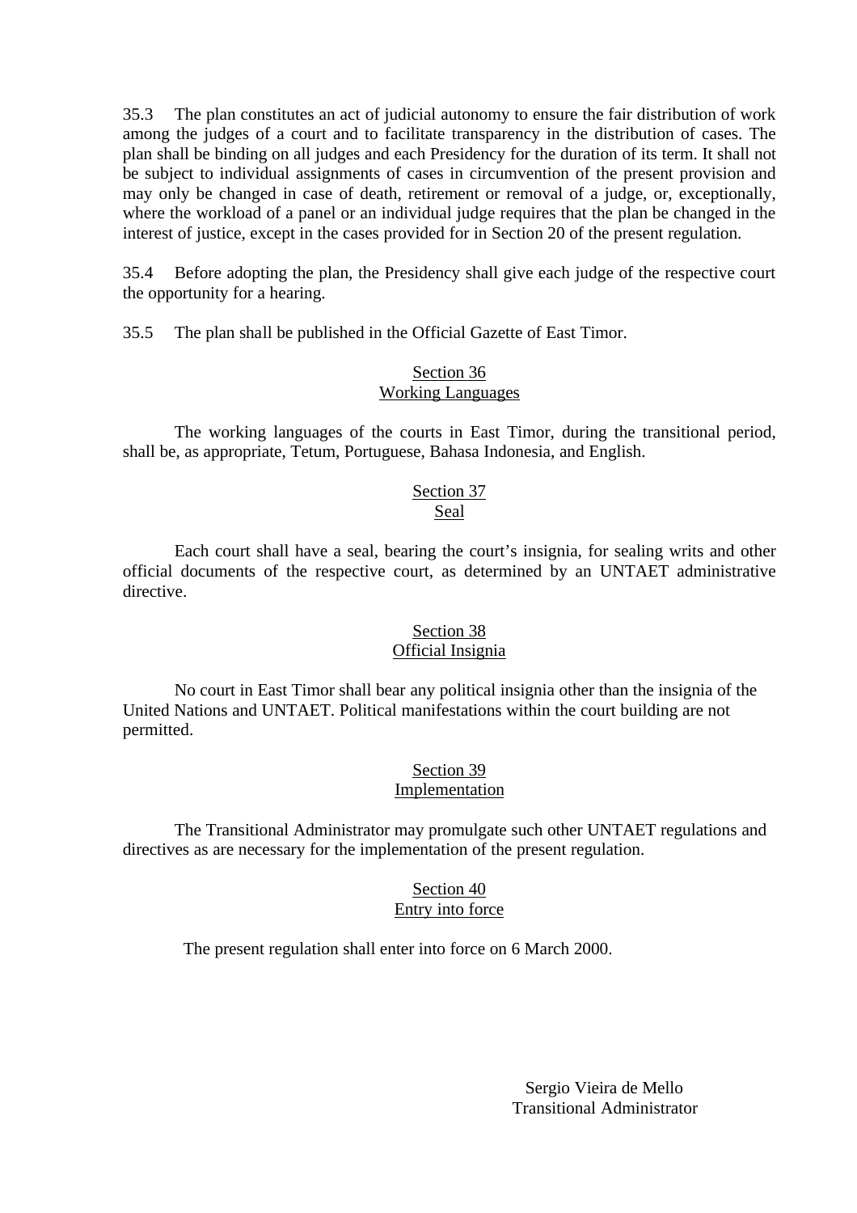35.3 The plan constitutes an act of judicial autonomy to ensure the fair distribution of work among the judges of a court and to facilitate transparency in the distribution of cases. The plan shall be binding on all judges and each Presidency for the duration of its term. It shall not be subject to individual assignments of cases in circumvention of the present provision and may only be changed in case of death, retirement or removal of a judge, or, exceptionally, where the workload of a panel or an individual judge requires that the plan be changed in the interest of justice, except in the cases provided for in Section 20 of the present regulation.

35.4 Before adopting the plan, the Presidency shall give each judge of the respective court the opportunity for a hearing.

35.5 The plan shall be published in the Official Gazette of East Timor.

## Section 36
## Working Languages

The working languages of the courts in East Timor, during the transitional period, shall be, as appropriate, Tetum, Portuguese, Bahasa Indonesia, and English.

## Section 37
## Seal

Each court shall have a seal, bearing the court's insignia, for sealing writs and other official documents of the respective court, as determined by an UNTAET administrative directive.

## Section 38
## Official Insignia

No court in East Timor shall bear any political insignia other than the insignia of the United Nations and UNTAET. Political manifestations within the court building are not permitted.

## Section 39
## Implementation

The Transitional Administrator may promulgate such other UNTAET regulations and directives as are necessary for the implementation of the present regulation.

## Section 40
## Entry into force

The present regulation shall enter into force on 6 March 2000.

Sergio Vieira de Mello
Transitional Administrator